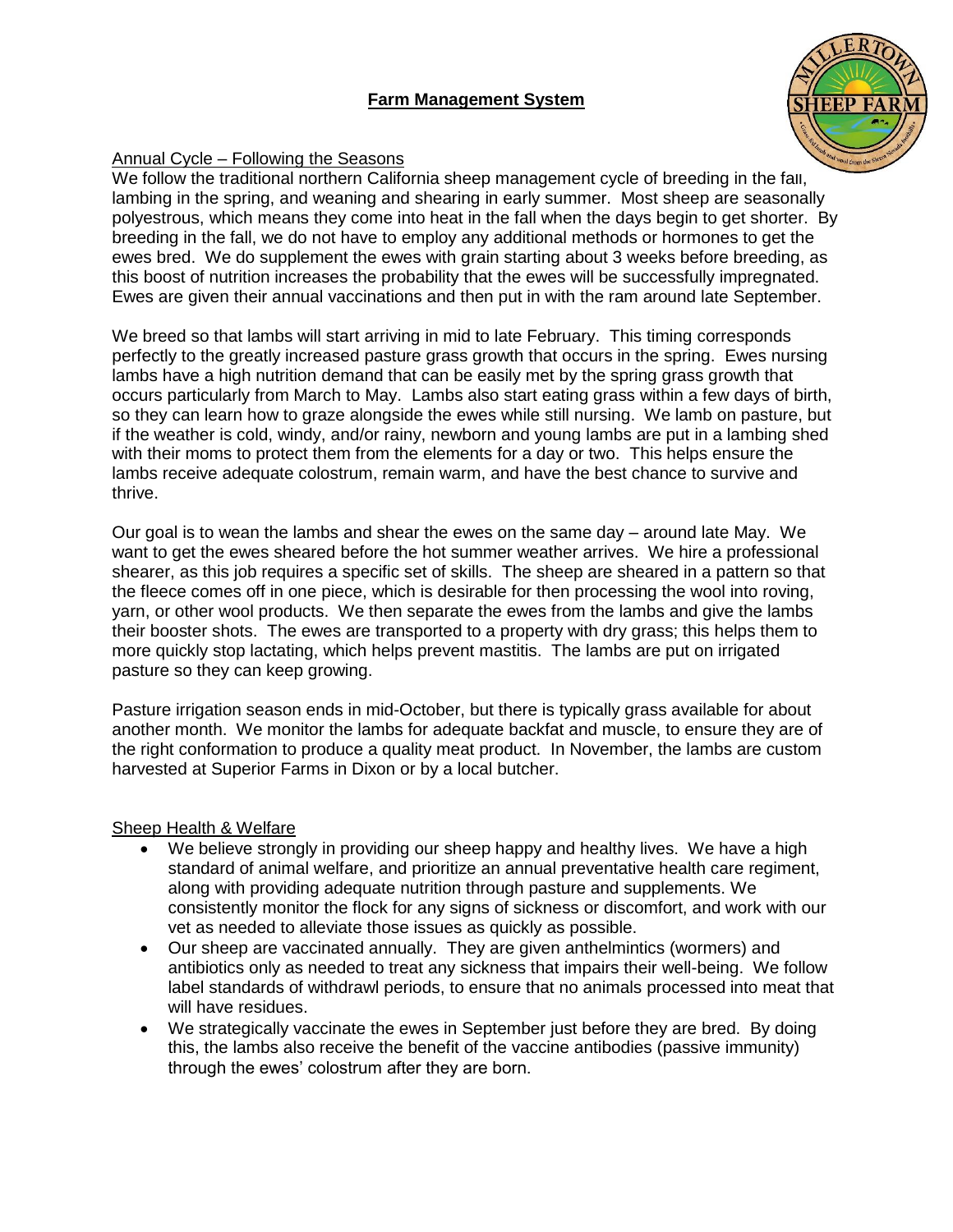# Farm Management System

## Annual Cycle – Following the Seasons

We follow the traditional northern California sheep management cycle of breeding in the fall, lambing in the spring, and weaning and shearing in early summer. Most sheep are seasonally polyestrous, which means they come into heat in the fall when the days begin to get shorter. By breeding in the fall, we do not have to employ any additional methods or hormones to get the ewes bred. We do supplement the ewes with grain starting about 3 weeks before breeding, as this boost of nutrition increases the probability that the ewes will be successfully impregnated. Ewes are given their annual vaccinations and then put in with the ram around late September.

We breed so that lambs will start arriving in mid to late February. This timing corresponds perfectly to the greatly increased pasture grass growth that occurs in the spring. Ewes nursing lambs have a high nutrition demand that can be easily met by the spring grass growth that occurs particularly from March to May. Lambs also start eating grass within a few days of birth, so they can learn how to graze alongside the ewes while still nursing. We lamb on pasture, but if the weather is cold, windy, and/or rainy, newborn and young lambs are put in a lambing shed with their moms to protect them from the elements for a day or two. This helps ensure the lambs receive adequate colostrum, remain warm, and have the best chance to survive and thrive.

Our goal is to wean the lambs and shear the ewes on the same day – around late May. We want to get the ewes sheared before the hot summer weather arrives. We hire a professional shearer, as this job requires a specific set of skills. The sheep are sheared in a pattern so that the fleece comes off in one piece, which is desirable for then processing the wool into roving, yarn, or other wool products. We then separate the ewes from the lambs and give the lambs their booster shots. The ewes are transported to a property with dry grass; this helps them to more quickly stop lactating, which helps prevent mastitis. The lambs are put on irrigated pasture so they can keep growing.

Pasture irrigation season ends in mid-October, but there is typically grass available for about another month. We monitor the lambs for adequate backfat and muscle, to ensure they are of the right conformation to produce a quality meat product. In November, the lambs are custom harvested at Superior Farms in Dixon or by a local butcher.

## Sheep Health & Welfare

- We believe strongly in providing our sheep happy and healthy lives. We have a high standard of animal welfare, and prioritize an annual preventative health care regiment, along with providing adequate nutrition through pasture and supplements. We consistently monitor the flock for any signs of sickness or discomfort, and work with our vet as needed to alleviate those issues as quickly as possible.
- Our sheep are vaccinated annually. They are given anthelmintics (wormers) and antibiotics only as needed to treat any sickness that impairs their well-being. We follow label standards of withdrawl periods, to ensure that no animals processed into meat that will have residues.
- We strategically vaccinate the ewes in September just before they are bred. By doing this, the lambs also receive the benefit of the vaccine antibodies (passive immunity) through the ewes' colostrum after they are born.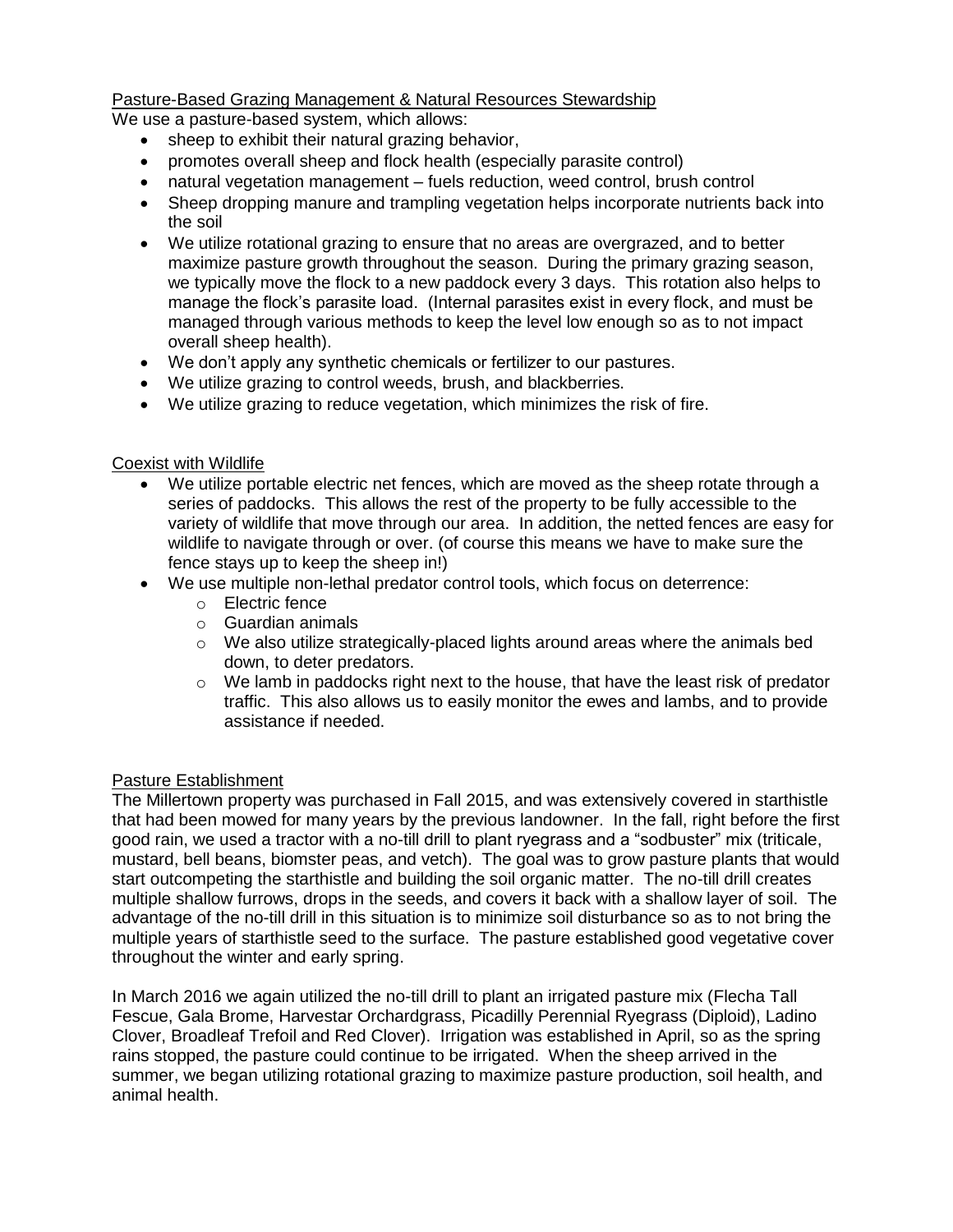## Pasture-Based Grazing Management & Natural Resources Stewardship

We use a pasture-based system, which allows:

- sheep to exhibit their natural grazing behavior,
- promotes overall sheep and flock health (especially parasite control)
- natural vegetation management – fuels reduction, weed control, brush control
- Sheep dropping manure and trampling vegetation helps incorporate nutrients back into the soil
- We utilize rotational grazing to ensure that no areas are overgrazed, and to better maximize pasture growth throughout the season. During the primary grazing season, we typically move the flock to a new paddock every 3 days. This rotation also helps to manage the flock's parasite load. (Internal parasites exist in every flock, and must be managed through various methods to keep the level low enough so as to not impact overall sheep health).
- We don't apply any synthetic chemicals or fertilizer to our pastures.
- We utilize grazing to control weeds, brush, and blackberries.
- We utilize grazing to reduce vegetation, which minimizes the risk of fire.

## Coexist with Wildlife

- We utilize portable electric net fences, which are moved as the sheep rotate through a series of paddocks. This allows the rest of the property to be fully accessible to the variety of wildlife that move through our area. In addition, the netted fences are easy for wildlife to navigate through or over. (of course this means we have to make sure the fence stays up to keep the sheep in!)
- We use multiple non-lethal predator control tools, which focus on deterrence:
  - Electric fence
  - Guardian animals
  - We also utilize strategically-placed lights around areas where the animals bed down, to deter predators.
  - We lamb in paddocks right next to the house, that have the least risk of predator traffic. This also allows us to easily monitor the ewes and lambs, and to provide assistance if needed.

## Pasture Establishment

The Millertown property was purchased in Fall 2015, and was extensively covered in starthistle that had been mowed for many years by the previous landowner. In the fall, right before the first good rain, we used a tractor with a no-till drill to plant ryegrass and a "sodbuster" mix (triticale, mustard, bell beans, biomster peas, and vetch). The goal was to grow pasture plants that would start outcompeting the starthistle and building the soil organic matter. The no-till drill creates multiple shallow furrows, drops in the seeds, and covers it back with a shallow layer of soil. The advantage of the no-till drill in this situation is to minimize soil disturbance so as to not bring the multiple years of starthistle seed to the surface. The pasture established good vegetative cover throughout the winter and early spring.

In March 2016 we again utilized the no-till drill to plant an irrigated pasture mix (Flecha Tall Fescue, Gala Brome, Harvestar Orchardgrass, Picadilly Perennial Ryegrass (Diploid), Ladino Clover, Broadleaf Trefoil and Red Clover). Irrigation was established in April, so as the spring rains stopped, the pasture could continue to be irrigated. When the sheep arrived in the summer, we began utilizing rotational grazing to maximize pasture production, soil health, and animal health.